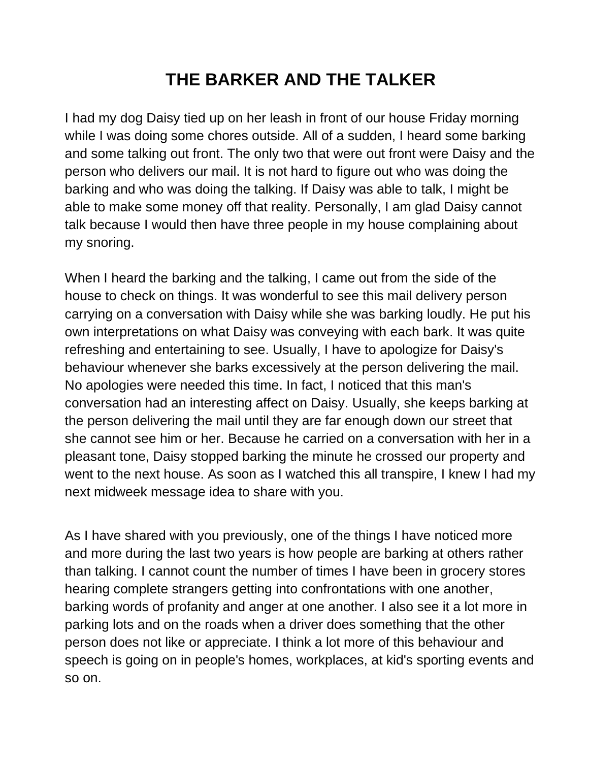# THE BARKER AND THE TALKER

I had my dog Daisy tied up on her leash in front of our house Friday morning while I was doing some chores outside. All of a sudden, I heard some barking and some talking out front. The only two that were out front were Daisy and the person who delivers our mail. It is not hard to figure out who was doing the barking and who was doing the talking. If Daisy was able to talk, I might be able to make some money off that reality. Personally, I am glad Daisy cannot talk because I would then have three people in my house complaining about my snoring.

When I heard the barking and the talking, I came out from the side of the house to check on things. It was wonderful to see this mail delivery person carrying on a conversation with Daisy while she was barking loudly. He put his own interpretations on what Daisy was conveying with each bark. It was quite refreshing and entertaining to see. Usually, I have to apologize for Daisy's behaviour whenever she barks excessively at the person delivering the mail. No apologies were needed this time. In fact, I noticed that this man's conversation had an interesting affect on Daisy. Usually, she keeps barking at the person delivering the mail until they are far enough down our street that she cannot see him or her. Because he carried on a conversation with her in a pleasant tone, Daisy stopped barking the minute he crossed our property and went to the next house. As soon as I watched this all transpire, I knew I had my next midweek message idea to share with you.

As I have shared with you previously, one of the things I have noticed more and more during the last two years is how people are barking at others rather than talking. I cannot count the number of times I have been in grocery stores hearing complete strangers getting into confrontations with one another, barking words of profanity and anger at one another. I also see it a lot more in parking lots and on the roads when a driver does something that the other person does not like or appreciate. I think a lot more of this behaviour and speech is going on in people's homes, workplaces, at kid's sporting events and so on.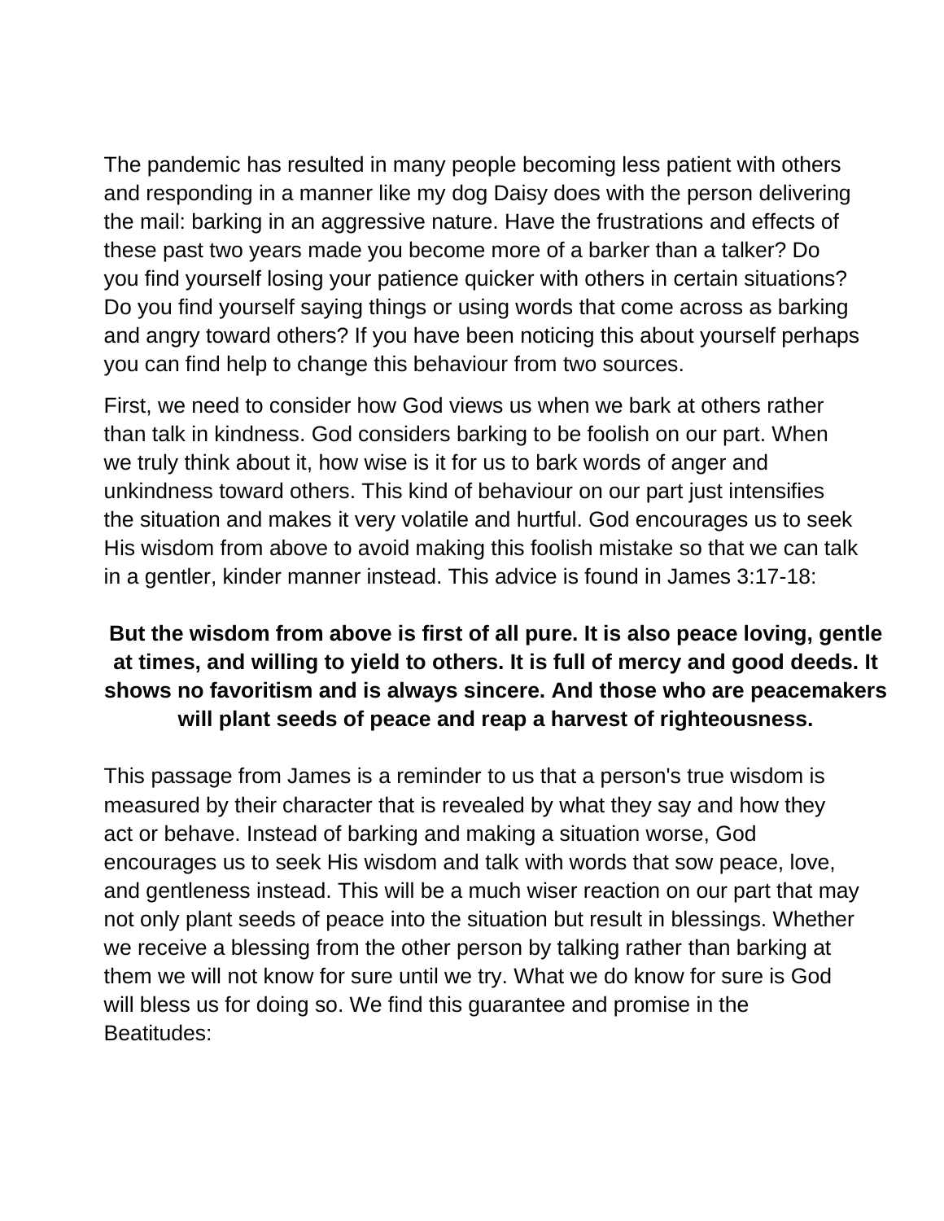The pandemic has resulted in many people becoming less patient with others and responding in a manner like my dog Daisy does with the person delivering the mail: barking in an aggressive nature. Have the frustrations and effects of these past two years made you become more of a barker than a talker? Do you find yourself losing your patience quicker with others in certain situations? Do you find yourself saying things or using words that come across as barking and angry toward others? If you have been noticing this about yourself perhaps you can find help to change this behaviour from two sources.

First, we need to consider how God views us when we bark at others rather than talk in kindness. God considers barking to be foolish on our part. When we truly think about it, how wise is it for us to bark words of anger and unkindness toward others. This kind of behaviour on our part just intensifies the situation and makes it very volatile and hurtful. God encourages us to seek His wisdom from above to avoid making this foolish mistake so that we can talk in a gentler, kinder manner instead. This advice is found in James 3:17-18:

**But the wisdom from above is first of all pure. It is also peace loving, gentle at times, and willing to yield to others. It is full of mercy and good deeds. It shows no favoritism and is always sincere. And those who are peacemakers will plant seeds of peace and reap a harvest of righteousness.**

This passage from James is a reminder to us that a person's true wisdom is measured by their character that is revealed by what they say and how they act or behave. Instead of barking and making a situation worse, God encourages us to seek His wisdom and talk with words that sow peace, love, and gentleness instead. This will be a much wiser reaction on our part that may not only plant seeds of peace into the situation but result in blessings. Whether we receive a blessing from the other person by talking rather than barking at them we will not know for sure until we try. What we do know for sure is God will bless us for doing so. We find this guarantee and promise in the Beatitudes: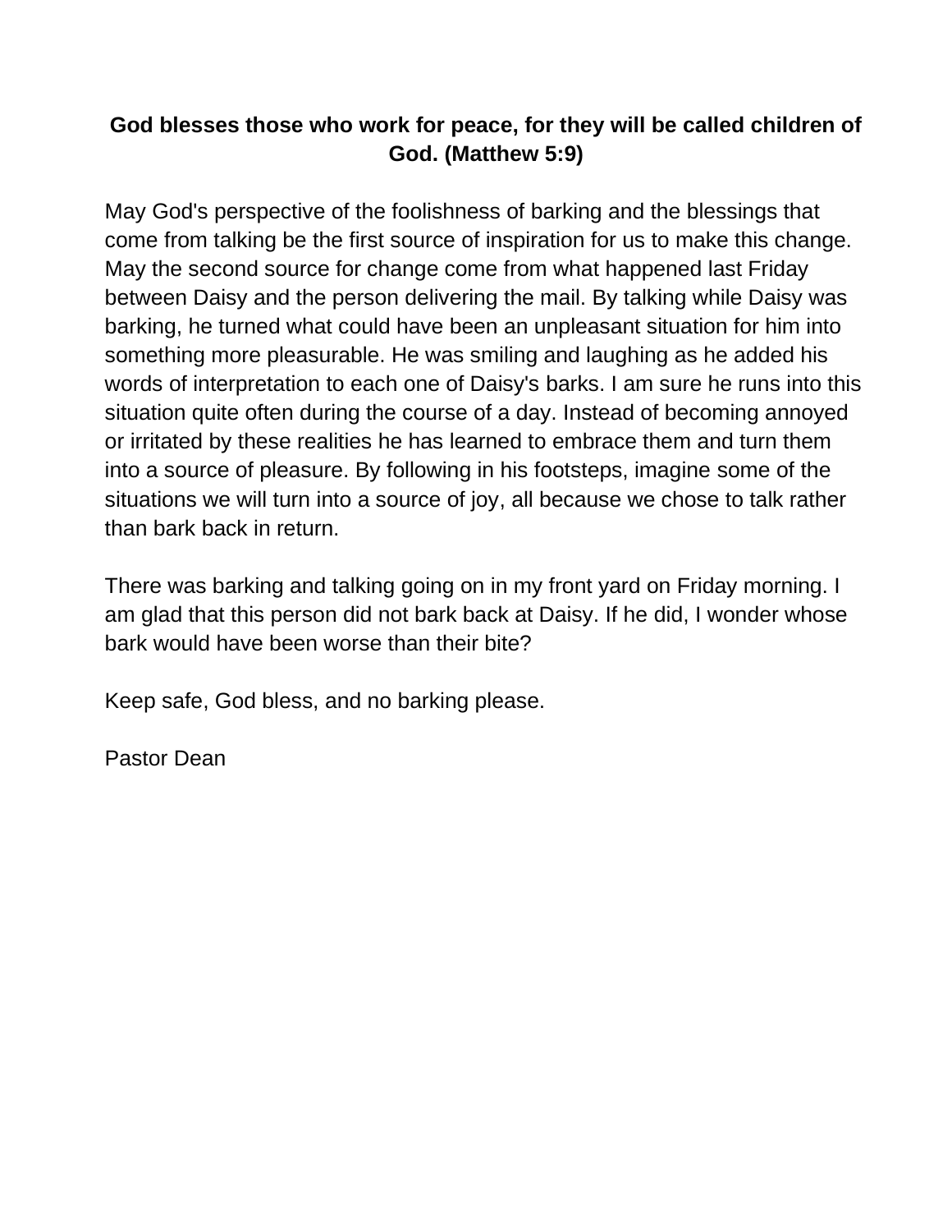**God blesses those who work for peace, for they will be called children of God. (Matthew 5:9)**

May God's perspective of the foolishness of barking and the blessings that come from talking be the first source of inspiration for us to make this change. May the second source for change come from what happened last Friday between Daisy and the person delivering the mail. By talking while Daisy was barking, he turned what could have been an unpleasant situation for him into something more pleasurable. He was smiling and laughing as he added his words of interpretation to each one of Daisy's barks. I am sure he runs into this situation quite often during the course of a day. Instead of becoming annoyed or irritated by these realities he has learned to embrace them and turn them into a source of pleasure. By following in his footsteps, imagine some of the situations we will turn into a source of joy, all because we chose to talk rather than bark back in return.

There was barking and talking going on in my front yard on Friday morning. I am glad that this person did not bark back at Daisy. If he did, I wonder whose bark would have been worse than their bite?

Keep safe, God bless, and no barking please.

Pastor Dean